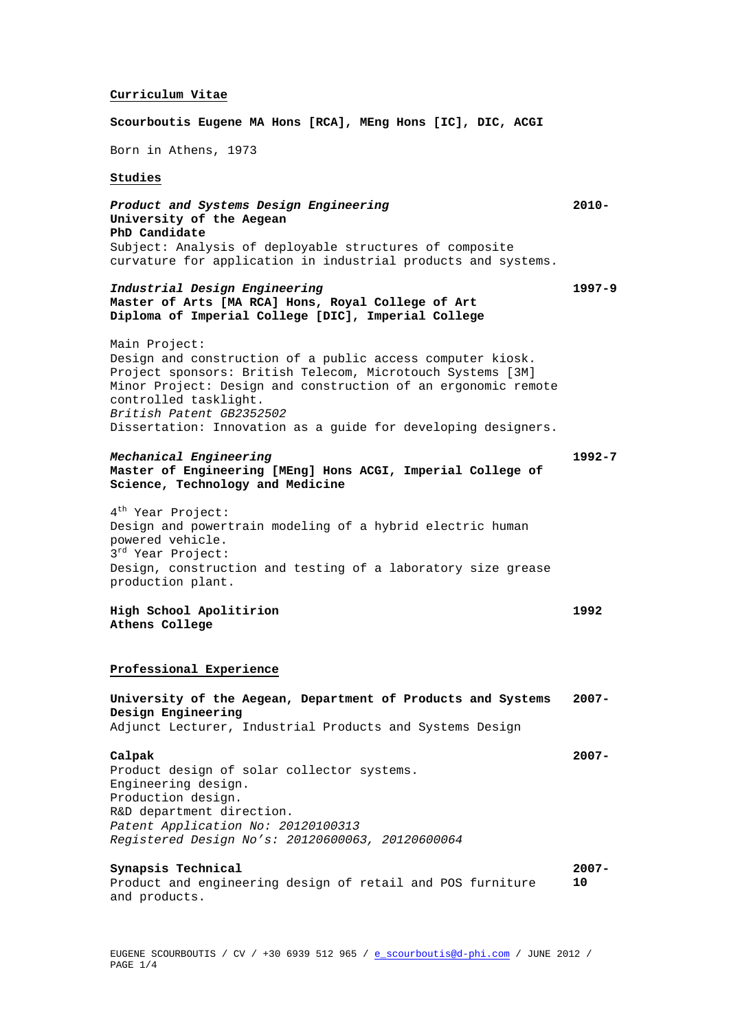## Curriculum Vitae

**Scourboutis Eugene MA Hons [RCA], MEng Hons [IC], DIC, ACGI**

Born in Athens, 1973

### Studies

***Product and Systems Design Engineering*** **2010-**
**University of the Aegean**
**PhD Candidate**
Subject: Analysis of deployable structures of composite curvature for application in industrial products and systems.

***Industrial Design Engineering*** **1997-9**
**Master of Arts [MA RCA] Hons, Royal College of Art**
**Diploma of Imperial College [DIC], Imperial College**

Main Project:
Design and construction of a public access computer kiosk.
Project sponsors: British Telecom, Microtouch Systems [3M]
Minor Project: Design and construction of an ergonomic remote controlled tasklight.
*British Patent GB2352502*
Dissertation: Innovation as a guide for developing designers.

***Mechanical Engineering*** **1992-7**
**Master of Engineering [MEng] Hons ACGI, Imperial College of Science, Technology and Medicine**

4th Year Project:
Design and powertrain modeling of a hybrid electric human powered vehicle.
3rd Year Project:
Design, construction and testing of a laboratory size grease production plant.

**High School Apolitirion** **1992**
**Athens College**

### Professional Experience

**University of the Aegean, Department of Products and Systems Design Engineering** **2007-**
Adjunct Lecturer, Industrial Products and Systems Design

**Calpak** **2007-**
Product design of solar collector systems.
Engineering design.
Production design.
R&D department direction.
*Patent Application No: 20120100313*
*Registered Design No's: 20120600063, 20120600064*

**Synapsis Technical** **2007-10**
Product and engineering design of retail and POS furniture and products.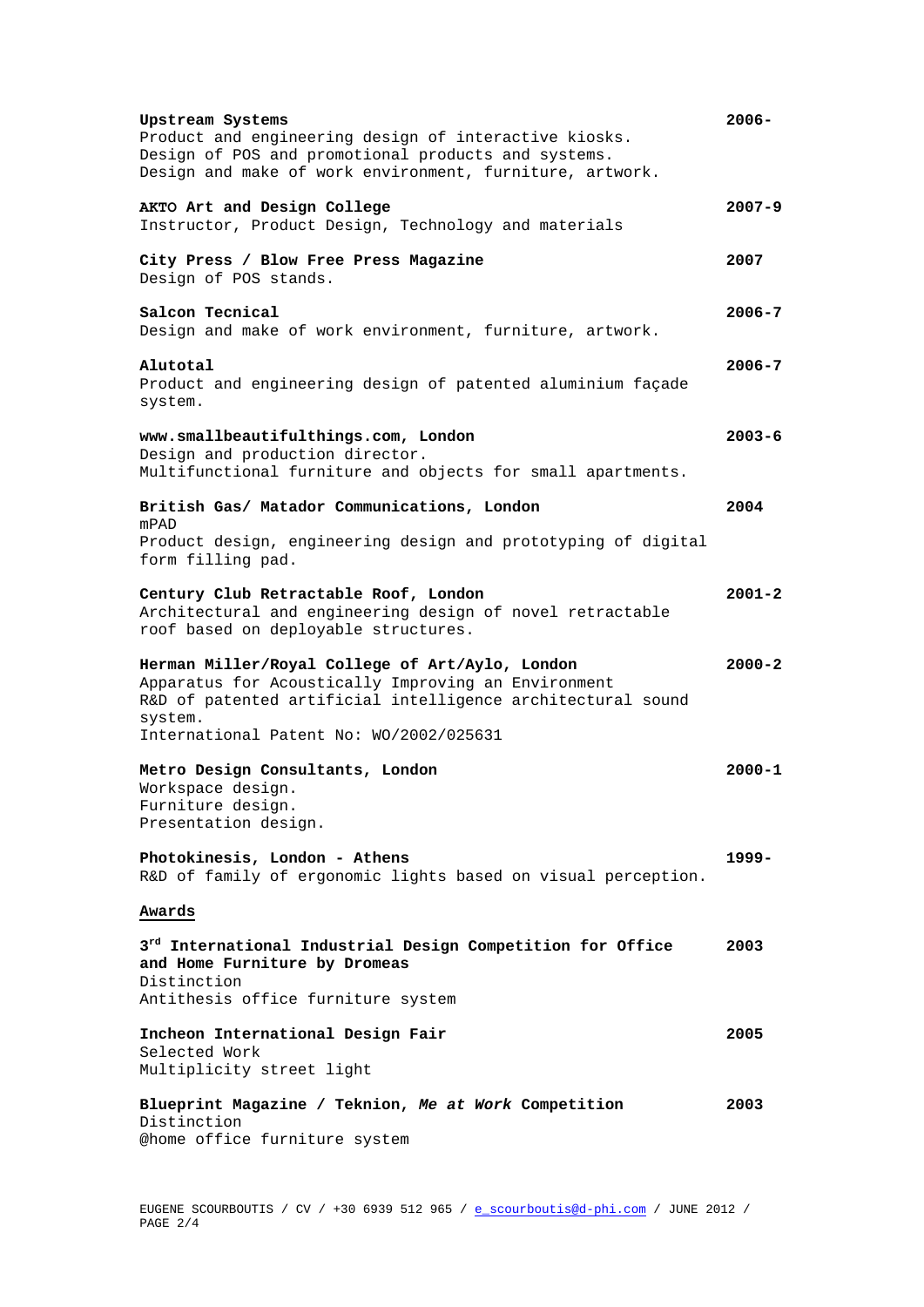**Upstream Systems** **2006-**
Product and engineering design of interactive kiosks.
Design of POS and promotional products and systems.
Design and make of work environment, furniture, artwork.

**AKTO Art and Design College** **2007-9**
Instructor, Product Design, Technology and materials

**City Press / Blow Free Press Magazine** **2007**
Design of POS stands.

**Salcon Tecnical** **2006-7**
Design and make of work environment, furniture, artwork.

**Alutotal** **2006-7**
Product and engineering design of patented aluminium façade system.

**www.smallbeautifulthings.com, London** **2003-6**
Design and production director.
Multifunctional furniture and objects for small apartments.

**British Gas/ Matador Communications, London** **2004**
mPAD
Product design, engineering design and prototyping of digital form filling pad.

**Century Club Retractable Roof, London** **2001-2**
Architectural and engineering design of novel retractable roof based on deployable structures.

**Herman Miller/Royal College of Art/Aylo, London** **2000-2**
Apparatus for Acoustically Improving an Environment
R&D of patented artificial intelligence architectural sound system.
International Patent No: WO/2002/025631

**Metro Design Consultants, London** **2000-1**
Workspace design.
Furniture design.
Presentation design.

**Photokinesis, London - Athens** **1999-**
R&D of family of ergonomic lights based on visual perception.

## Awards

**3rd International Industrial Design Competition for Office and Home Furniture by Dromeas** **2003**
Distinction
Antithesis office furniture system

**Incheon International Design Fair** **2005**
Selected Work
Multiplicity street light

**Blueprint Magazine / Teknion, *Me at Work* Competition** **2003**
Distinction
@home office furniture system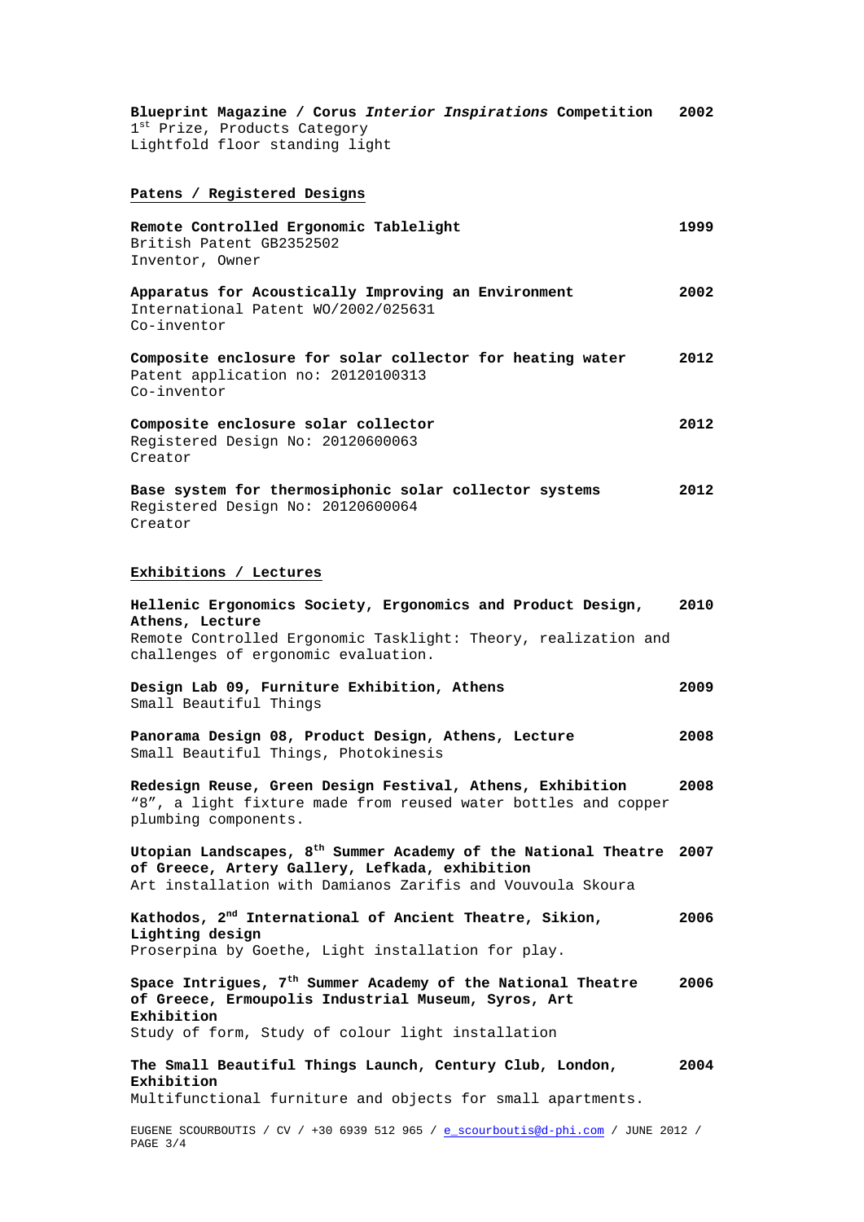**Blueprint Magazine / Corus *Interior Inspirations* Competition** **2002**
1st Prize, Products Category
Lightfold floor standing light

## Patens / Registered Designs

**Remote Controlled Ergonomic Tablelight** **1999**
British Patent GB2352502
Inventor, Owner

**Apparatus for Acoustically Improving an Environment** **2002**
International Patent WO/2002/025631
Co-inventor

**Composite enclosure for solar collector for heating water** **2012**
Patent application no: 20120100313
Co-inventor

**Composite enclosure solar collector** **2012**
Registered Design No: 20120600063
Creator

**Base system for thermosiphonic solar collector systems** **2012**
Registered Design No: 20120600064
Creator

## Exhibitions / Lectures

**Hellenic Ergonomics Society, Ergonomics and Product Design, Athens, Lecture** **2010**
Remote Controlled Ergonomic Tasklight: Theory, realization and challenges of ergonomic evaluation.

**Design Lab 09, Furniture Exhibition, Athens** **2009**
Small Beautiful Things

**Panorama Design 08, Product Design, Athens, Lecture** **2008**
Small Beautiful Things, Photokinesis

**Redesign Reuse, Green Design Festival, Athens, Exhibition** **2008**
"8", a light fixture made from reused water bottles and copper plumbing components.

**Utopian Landscapes, 8th Summer Academy of the National Theatre of Greece, Artery Gallery, Lefkada, exhibition** **2007**
Art installation with Damianos Zarifis and Vouvoula Skoura

**Kathodos, 2nd International of Ancient Theatre, Sikion, Lighting design** **2006**
Proserpina by Goethe, Light installation for play.

**Space Intrigues, 7th Summer Academy of the National Theatre of Greece, Ermoupolis Industrial Museum, Syros, Art Exhibition** **2006**
Study of form, Study of colour light installation

**The Small Beautiful Things Launch, Century Club, London, Exhibition** **2004**
Multifunctional furniture and objects for small apartments.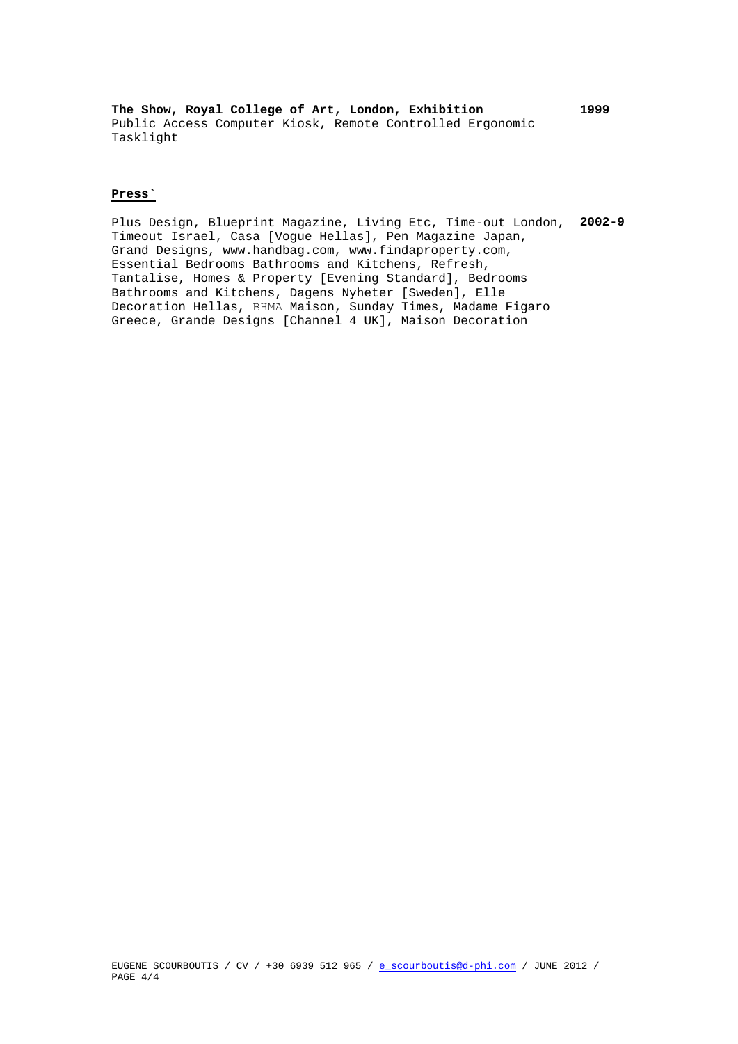**The Show, Royal College of Art, London, Exhibition** **1999**
Public Access Computer Kiosk, Remote Controlled Ergonomic Tasklight

**Press`**

Plus Design, Blueprint Magazine, Living Etc, Time-out London, Timeout Israel, Casa [Vogue Hellas], Pen Magazine Japan, Grand Designs, www.handbag.com, www.findaproperty.com, Essential Bedrooms Bathrooms and Kitchens, Refresh, Tantalise, Homes & Property [Evening Standard], Bedrooms Bathrooms and Kitchens, Dagens Nyheter [Sweden], Elle Decoration Hellas, BHMA Maison, Sunday Times, Madame Figaro Greece, Grande Designs [Channel 4 UK], Maison Decoration **2002-9**

EUGENE SCOURBOUTIS / CV / +30 6939 512 965 / e_scourboutis@d-phi.com / JUNE 2012